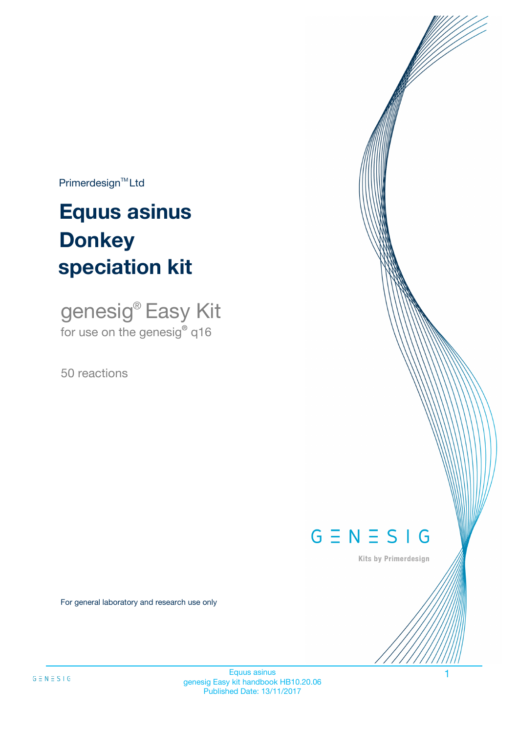Primerdesign™ Ltd

# Equus asinus Donkey speciation kit

genesig® Easy Kit
for use on the genesig® q16

50 reactions

GENESIG

Kits by Primerdesign

For general laboratory and research use only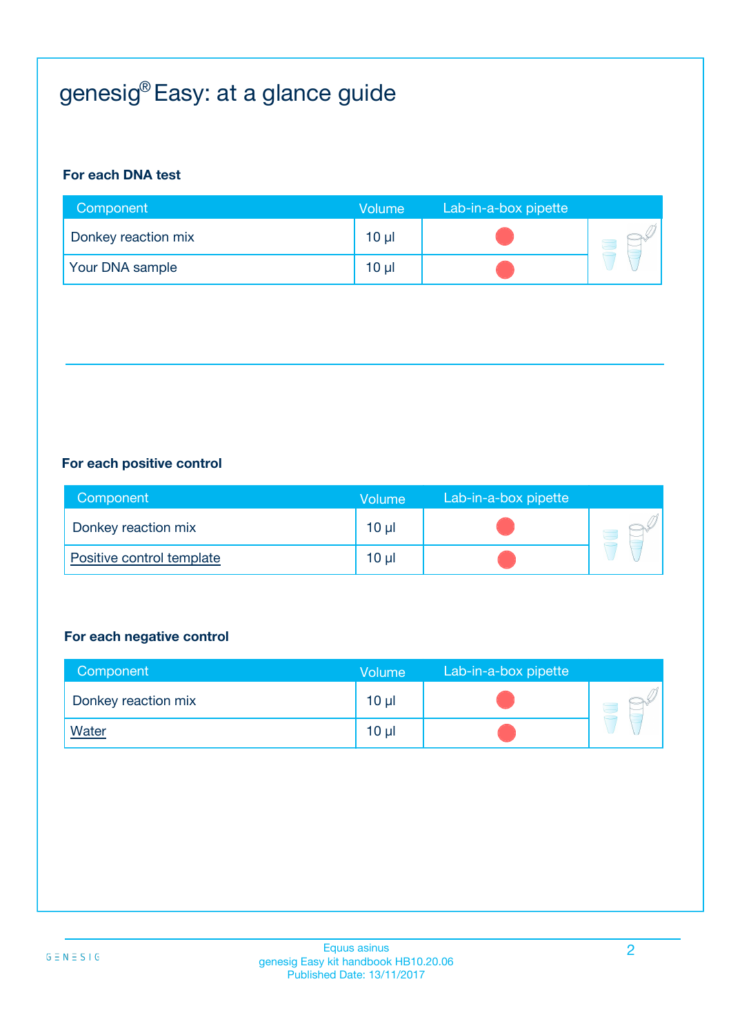# genesig® Easy: at a glance guide

### For each DNA test

| Component | Volume | Lab-in-a-box pipette |
|---|---|---|
| Donkey reaction mix | 10 µl | ● |
| Your DNA sample | 10 µl | ● |

### For each positive control

| Component | Volume | Lab-in-a-box pipette |
|---|---|---|
| Donkey reaction mix | 10 µl | ● |
| Positive control template | 10 µl | ● |

### For each negative control

| Component | Volume | Lab-in-a-box pipette |
|---|---|---|
| Donkey reaction mix | 10 µl | ● |
| Water | 10 µl | ● |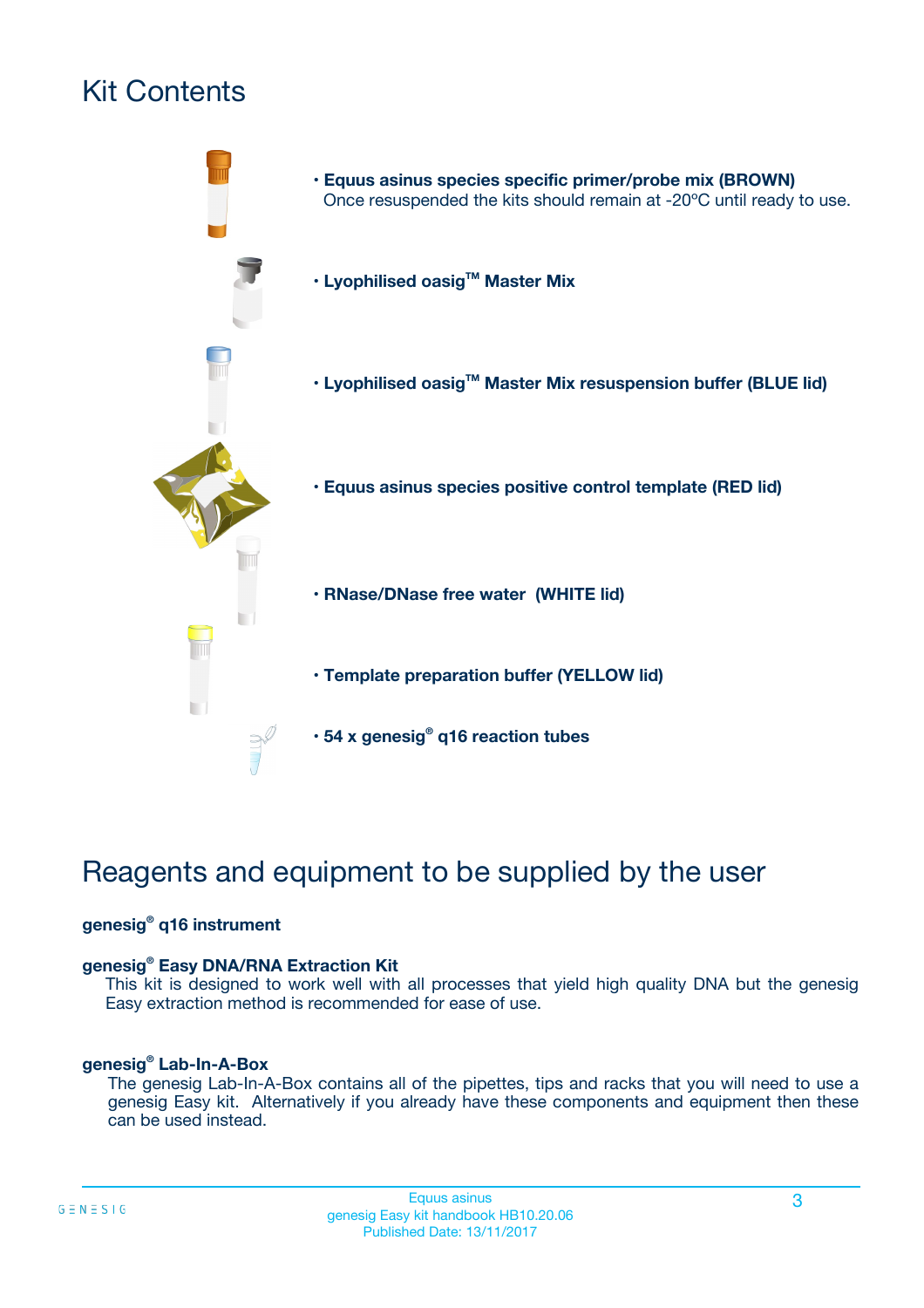# Kit Contents

- **Equus asinus species specific primer/probe mix (BROWN)**
  Once resuspended the kits should remain at -20ºC until ready to use.
- **Lyophilised oasig™ Master Mix**
- **Lyophilised oasig™ Master Mix resuspension buffer (BLUE lid)**
- **Equus asinus species positive control template (RED lid)**
- **RNase/DNase free water (WHITE lid)**
- **Template preparation buffer (YELLOW lid)**
- **54 x genesig® q16 reaction tubes**

# Reagents and equipment to be supplied by the user

**genesig® q16 instrument**

**genesig® Easy DNA/RNA Extraction Kit**

This kit is designed to work well with all processes that yield high quality DNA but the genesig Easy extraction method is recommended for ease of use.

**genesig® Lab-In-A-Box**

The genesig Lab-In-A-Box contains all of the pipettes, tips and racks that you will need to use a genesig Easy kit. Alternatively if you already have these components and equipment then these can be used instead.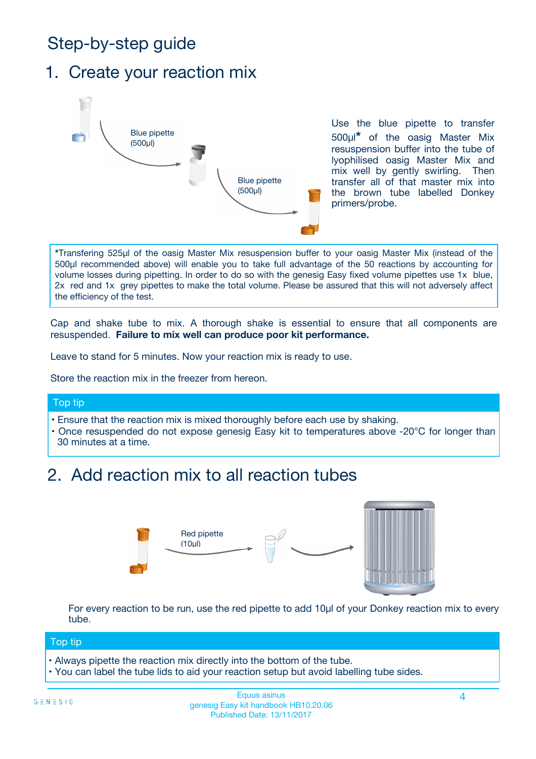# Step-by-step guide

## 1. Create your reaction mix

Blue pipette (500µl)

Blue pipette (500µl)

Use the blue pipette to transfer 500µl* of the oasig Master Mix resuspension buffer into the tube of lyophilised oasig Master Mix and mix well by gently swirling. Then transfer all of that master mix into the brown tube labelled Donkey primers/probe.

*Transfering 525µl of the oasig Master Mix resuspension buffer to your oasig Master Mix (instead of the 500µl recommended above) will enable you to take full advantage of the 50 reactions by accounting for volume losses during pipetting. In order to do so with the genesig Easy fixed volume pipettes use 1x blue, 2x red and 1x grey pipettes to make the total volume. Please be assured that this will not adversely affect the efficiency of the test.

Cap and shake tube to mix. A thorough shake is essential to ensure that all components are resuspended. **Failure to mix well can produce poor kit performance.**

Leave to stand for 5 minutes. Now your reaction mix is ready to use.

Store the reaction mix in the freezer from hereon.

**Top tip**

- Ensure that the reaction mix is mixed thoroughly before each use by shaking.
- Once resuspended do not expose genesig Easy kit to temperatures above -20°C for longer than 30 minutes at a time.

## 2. Add reaction mix to all reaction tubes

Red pipette (10µl)

For every reaction to be run, use the red pipette to add 10µl of your Donkey reaction mix to every tube.

**Top tip**

- Always pipette the reaction mix directly into the bottom of the tube.
- You can label the tube lids to aid your reaction setup but avoid labelling tube sides.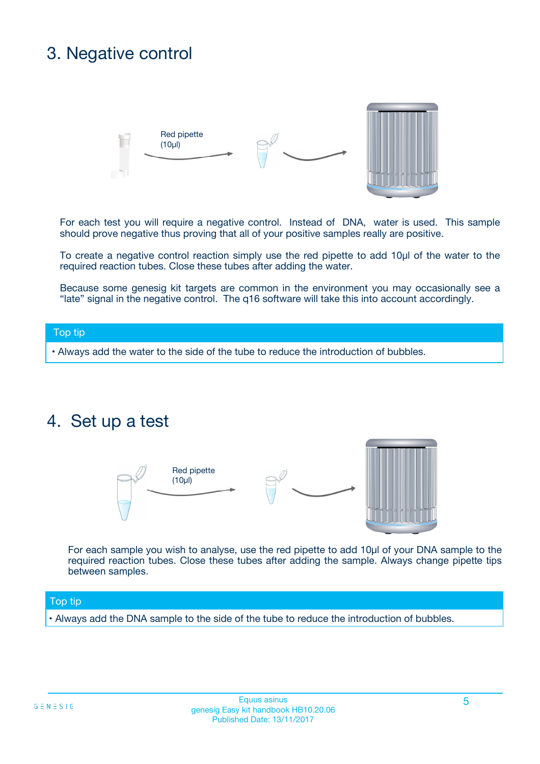## 3. Negative control

Red pipette (10µl)

For each test you will require a negative control. Instead of DNA, water is used. This sample should prove negative thus proving that all of your positive samples really are positive.

To create a negative control reaction simply use the red pipette to add 10µl of the water to the required reaction tubes. Close these tubes after adding the water.

Because some genesig kit targets are common in the environment you may occasionally see a “late” signal in the negative control. The q16 software will take this into account accordingly.

**Top tip**

• Always add the water to the side of the tube to reduce the introduction of bubbles.

## 4. Set up a test

Red pipette (10µl)

For each sample you wish to analyse, use the red pipette to add 10µl of your DNA sample to the required reaction tubes. Close these tubes after adding the sample. Always change pipette tips between samples.

**Top tip**

• Always add the DNA sample to the side of the tube to reduce the introduction of bubbles.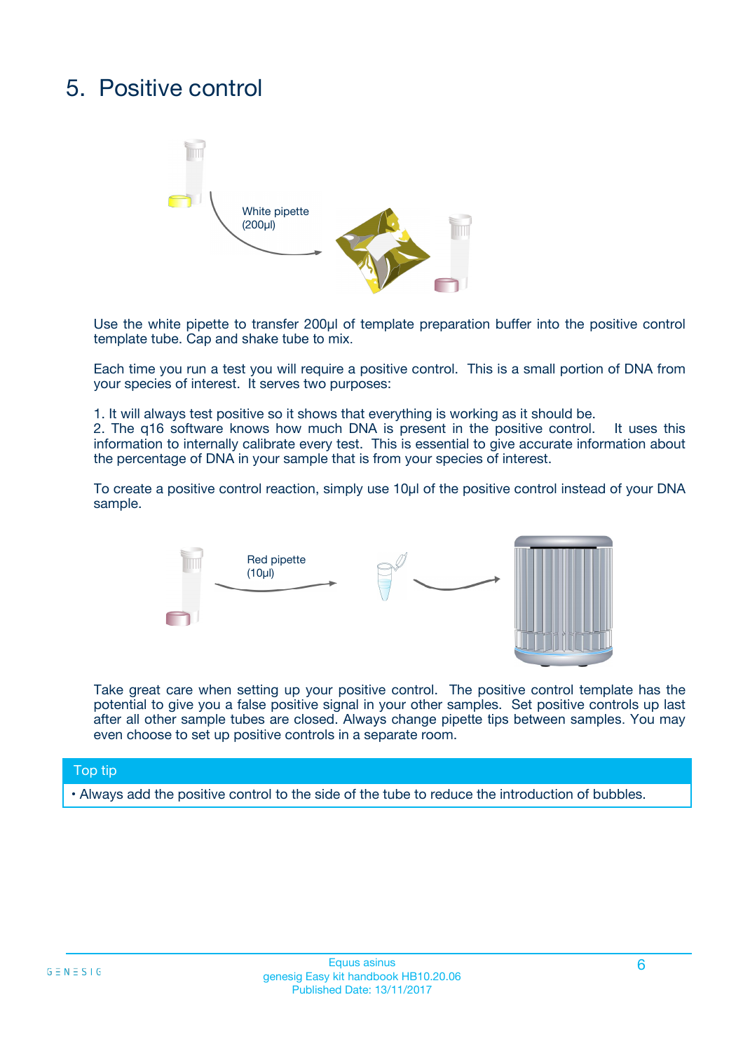# 5. Positive control

White pipette (200µl)

Use the white pipette to transfer 200µl of template preparation buffer into the positive control template tube. Cap and shake tube to mix.

Each time you run a test you will require a positive control. This is a small portion of DNA from your species of interest. It serves two purposes:

1. It will always test positive so it shows that everything is working as it should be.
2. The q16 software knows how much DNA is present in the positive control. It uses this information to internally calibrate every test. This is essential to give accurate information about the percentage of DNA in your sample that is from your species of interest.

To create a positive control reaction, simply use 10µl of the positive control instead of your DNA sample.

Red pipette (10µl)

Take great care when setting up your positive control. The positive control template has the potential to give you a false positive signal in your other samples. Set positive controls up last after all other sample tubes are closed. Always change pipette tips between samples. You may even choose to set up positive controls in a separate room.

**Top tip**

- Always add the positive control to the side of the tube to reduce the introduction of bubbles.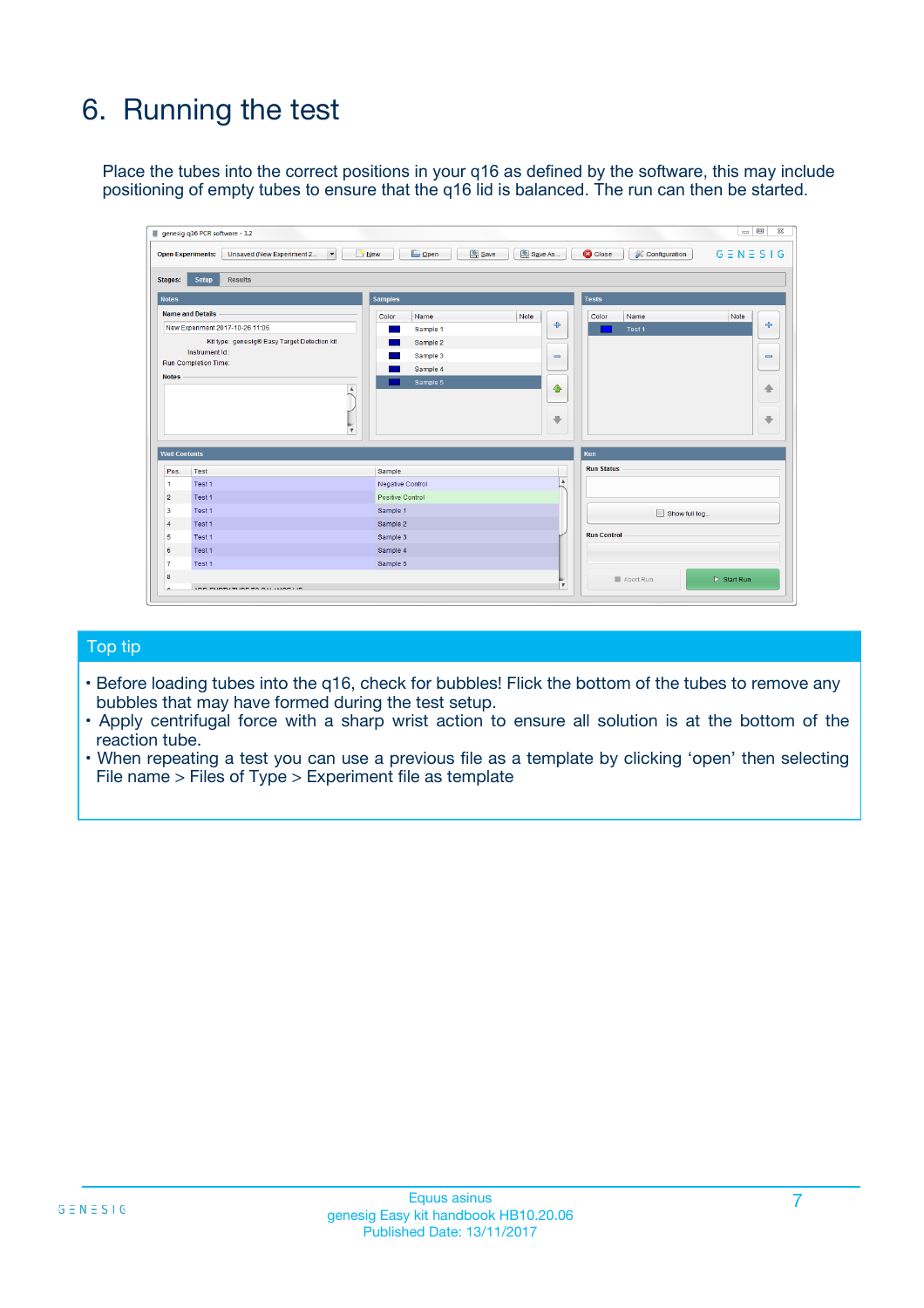# 6. Running the test

Place the tubes into the correct positions in your q16 as defined by the software, this may include positioning of empty tubes to ensure that the q16 lid is balanced. The run can then be started.

## Top tip

- Before loading tubes into the q16, check for bubbles! Flick the bottom of the tubes to remove any bubbles that may have formed during the test setup.
- Apply centrifugal force with a sharp wrist action to ensure all solution is at the bottom of the reaction tube.
- When repeating a test you can use a previous file as a template by clicking 'open' then selecting File name > Files of Type > Experiment file as template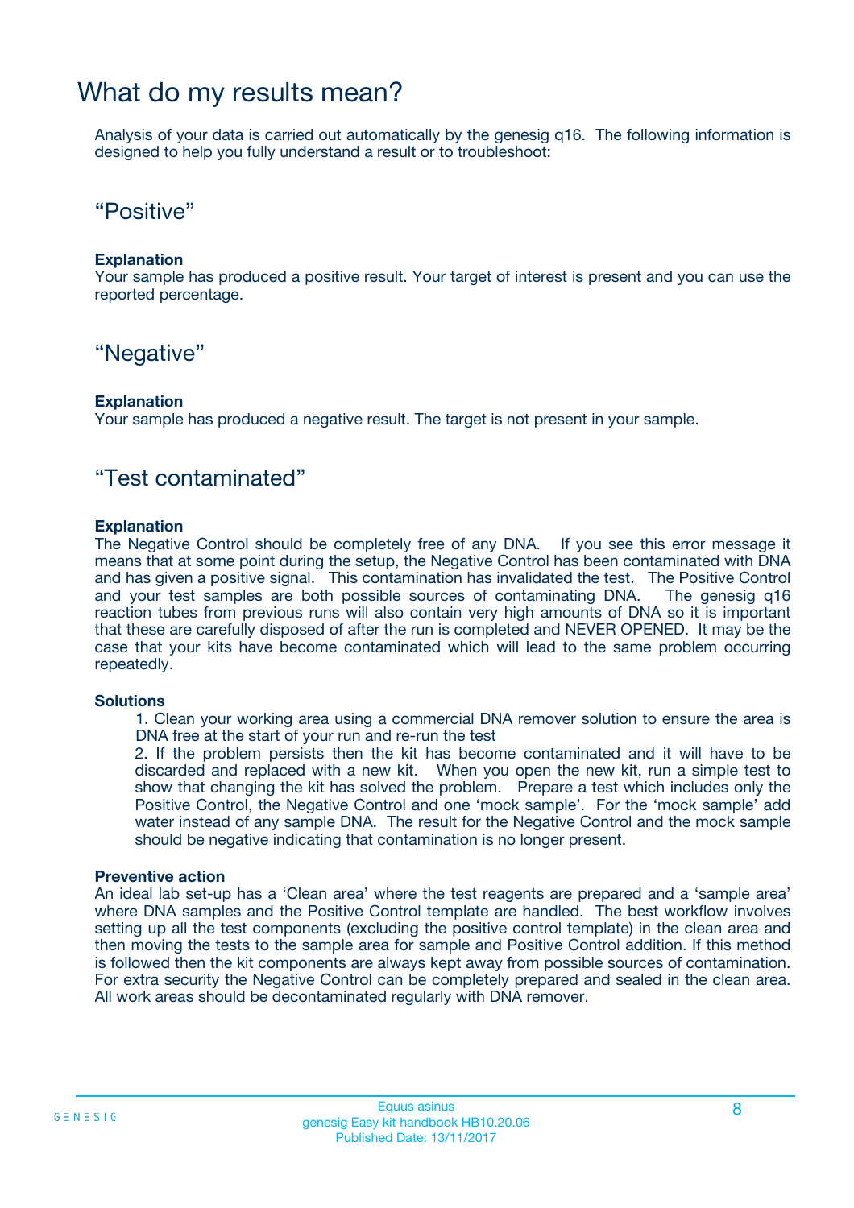# What do my results mean?

Analysis of your data is carried out automatically by the genesig q16. The following information is designed to help you fully understand a result or to troubleshoot:

## “Positive”

**Explanation**

Your sample has produced a positive result. Your target of interest is present and you can use the reported percentage.

## “Negative”

**Explanation**

Your sample has produced a negative result. The target is not present in your sample.

## “Test contaminated”

**Explanation**

The Negative Control should be completely free of any DNA. If you see this error message it means that at some point during the setup, the Negative Control has been contaminated with DNA and has given a positive signal. This contamination has invalidated the test. The Positive Control and your test samples are both possible sources of contaminating DNA. The genesig q16 reaction tubes from previous runs will also contain very high amounts of DNA so it is important that these are carefully disposed of after the run is completed and NEVER OPENED. It may be the case that your kits have become contaminated which will lead to the same problem occurring repeatedly.

**Solutions**

1. Clean your working area using a commercial DNA remover solution to ensure the area is DNA free at the start of your run and re-run the test
2. If the problem persists then the kit has become contaminated and it will have to be discarded and replaced with a new kit. When you open the new kit, run a simple test to show that changing the kit has solved the problem. Prepare a test which includes only the Positive Control, the Negative Control and one ‘mock sample’. For the ‘mock sample’ add water instead of any sample DNA. The result for the Negative Control and the mock sample should be negative indicating that contamination is no longer present.

**Preventive action**

An ideal lab set-up has a ‘Clean area’ where the test reagents are prepared and a ‘sample area’ where DNA samples and the Positive Control template are handled. The best workflow involves setting up all the test components (excluding the positive control template) in the clean area and then moving the tests to the sample area for sample and Positive Control addition. If this method is followed then the kit components are always kept away from possible sources of contamination. For extra security the Negative Control can be completely prepared and sealed in the clean area. All work areas should be decontaminated regularly with DNA remover.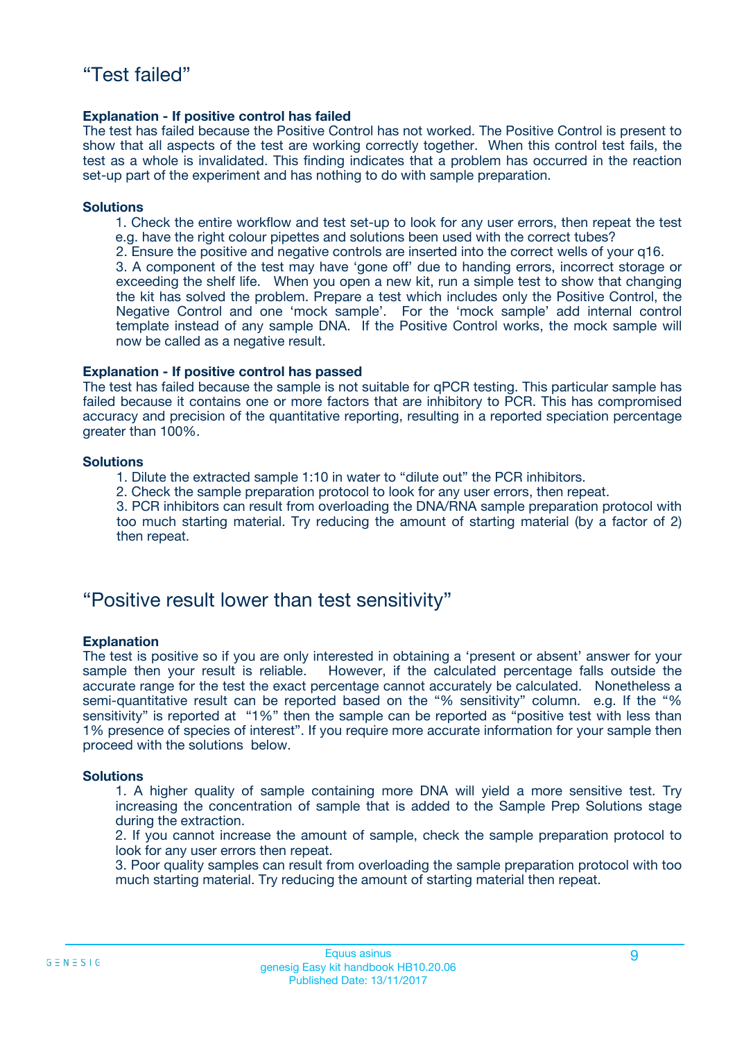# "Test failed"

**Explanation - If positive control has failed**

The test has failed because the Positive Control has not worked. The Positive Control is present to show that all aspects of the test are working correctly together. When this control test fails, the test as a whole is invalidated. This finding indicates that a problem has occurred in the reaction set-up part of the experiment and has nothing to do with sample preparation.

**Solutions**

1. Check the entire workflow and test set-up to look for any user errors, then repeat the test e.g. have the right colour pipettes and solutions been used with the correct tubes?
2. Ensure the positive and negative controls are inserted into the correct wells of your q16.
3. A component of the test may have 'gone off' due to handing errors, incorrect storage or exceeding the shelf life. When you open a new kit, run a simple test to show that changing the kit has solved the problem. Prepare a test which includes only the Positive Control, the Negative Control and one 'mock sample'. For the 'mock sample' add internal control template instead of any sample DNA. If the Positive Control works, the mock sample will now be called as a negative result.

**Explanation - If positive control has passed**

The test has failed because the sample is not suitable for qPCR testing. This particular sample has failed because it contains one or more factors that are inhibitory to PCR. This has compromised accuracy and precision of the quantitative reporting, resulting in a reported speciation percentage greater than 100%.

**Solutions**

1. Dilute the extracted sample 1:10 in water to "dilute out" the PCR inhibitors.
2. Check the sample preparation protocol to look for any user errors, then repeat.
3. PCR inhibitors can result from overloading the DNA/RNA sample preparation protocol with too much starting material. Try reducing the amount of starting material (by a factor of 2) then repeat.

# "Positive result lower than test sensitivity"

**Explanation**

The test is positive so if you are only interested in obtaining a 'present or absent' answer for your sample then your result is reliable. However, if the calculated percentage falls outside the accurate range for the test the exact percentage cannot accurately be calculated. Nonetheless a semi-quantitative result can be reported based on the "% sensitivity" column. e.g. If the "% sensitivity" is reported at "1%" then the sample can be reported as "positive test with less than 1% presence of species of interest". If you require more accurate information for your sample then proceed with the solutions below.

**Solutions**

1. A higher quality of sample containing more DNA will yield a more sensitive test. Try increasing the concentration of sample that is added to the Sample Prep Solutions stage during the extraction.
2. If you cannot increase the amount of sample, check the sample preparation protocol to look for any user errors then repeat.
3. Poor quality samples can result from overloading the sample preparation protocol with too much starting material. Try reducing the amount of starting material then repeat.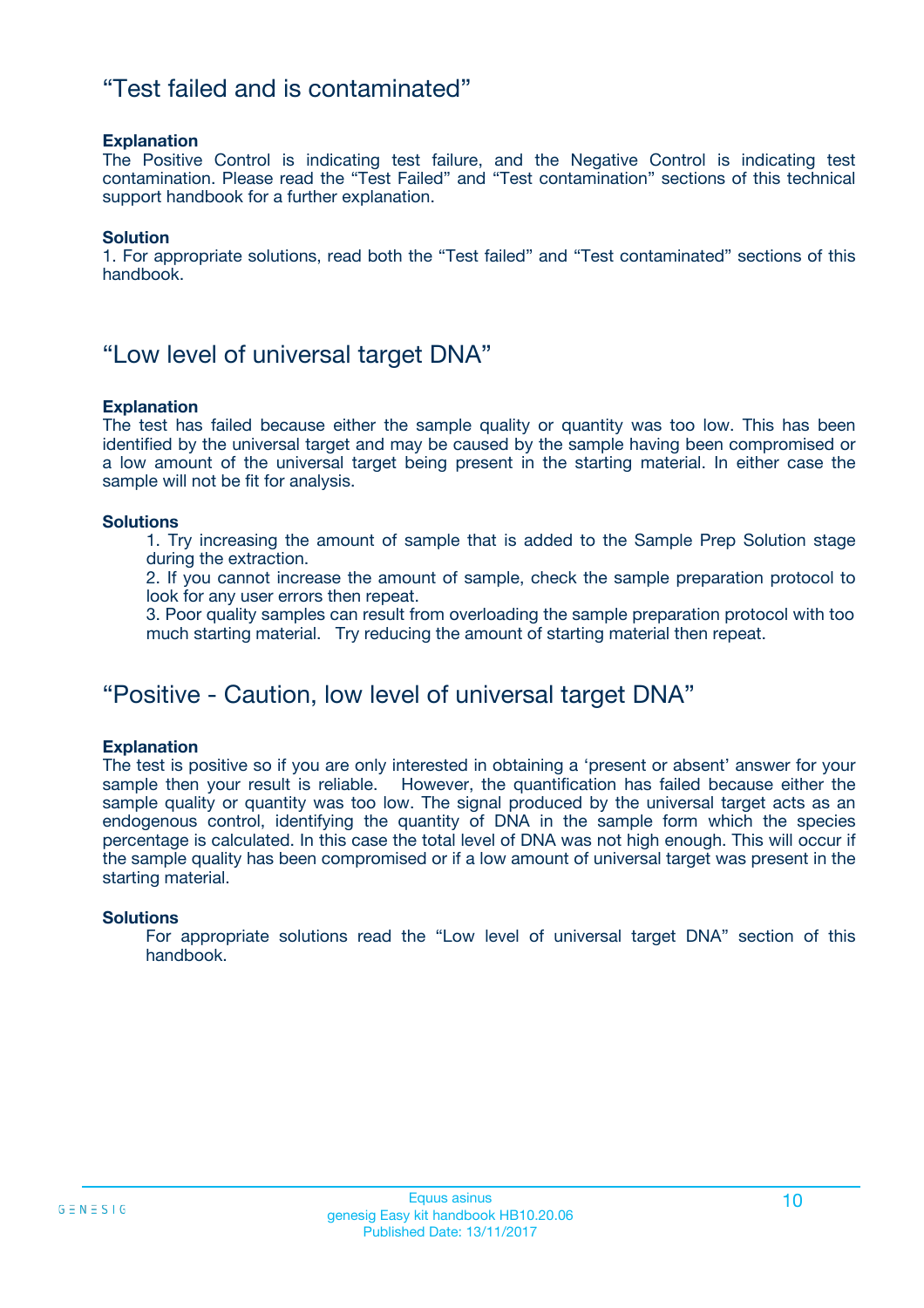## "Test failed and is contaminated"

**Explanation**
The Positive Control is indicating test failure, and the Negative Control is indicating test contamination. Please read the "Test Failed" and "Test contamination" sections of this technical support handbook for a further explanation.

**Solution**
1. For appropriate solutions, read both the "Test failed" and "Test contaminated" sections of this handbook.

## "Low level of universal target DNA"

**Explanation**
The test has failed because either the sample quality or quantity was too low. This has been identified by the universal target and may be caused by the sample having been compromised or a low amount of the universal target being present in the starting material. In either case the sample will not be fit for analysis.

**Solutions**

1. Try increasing the amount of sample that is added to the Sample Prep Solution stage during the extraction.
2. If you cannot increase the amount of sample, check the sample preparation protocol to look for any user errors then repeat.
3. Poor quality samples can result from overloading the sample preparation protocol with too much starting material. Try reducing the amount of starting material then repeat.

## "Positive - Caution, low level of universal target DNA"

**Explanation**
The test is positive so if you are only interested in obtaining a 'present or absent' answer for your sample then your result is reliable. However, the quantification has failed because either the sample quality or quantity was too low. The signal produced by the universal target acts as an endogenous control, identifying the quantity of DNA in the sample form which the species percentage is calculated. In this case the total level of DNA was not high enough. This will occur if the sample quality has been compromised or if a low amount of universal target was present in the starting material.

**Solutions**
For appropriate solutions read the "Low level of universal target DNA" section of this handbook.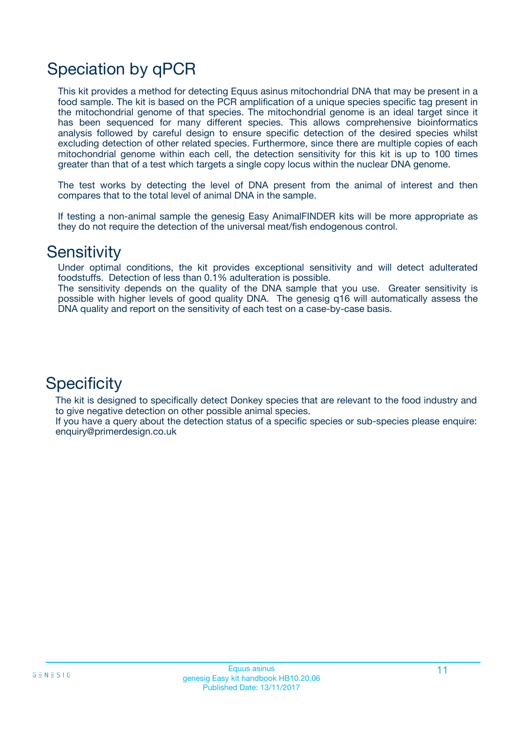# Speciation by qPCR

This kit provides a method for detecting Equus asinus mitochondrial DNA that may be present in a food sample. The kit is based on the PCR amplification of a unique species specific tag present in the mitochondrial genome of that species. The mitochondrial genome is an ideal target since it has been sequenced for many different species. This allows comprehensive bioinformatics analysis followed by careful design to ensure specific detection of the desired species whilst excluding detection of other related species. Furthermore, since there are multiple copies of each mitochondrial genome within each cell, the detection sensitivity for this kit is up to 100 times greater than that of a test which targets a single copy locus within the nuclear DNA genome.

The test works by detecting the level of DNA present from the animal of interest and then compares that to the total level of animal DNA in the sample.

If testing a non-animal sample the genesig Easy AnimalFINDER kits will be more appropriate as they do not require the detection of the universal meat/fish endogenous control.

# Sensitivity

Under optimal conditions, the kit provides exceptional sensitivity and will detect adulterated foodstuffs. Detection of less than 0.1% adulteration is possible.
The sensitivity depends on the quality of the DNA sample that you use. Greater sensitivity is possible with higher levels of good quality DNA. The genesig q16 will automatically assess the DNA quality and report on the sensitivity of each test on a case-by-case basis.

# Specificity

The kit is designed to specifically detect Donkey species that are relevant to the food industry and to give negative detection on other possible animal species.
If you have a query about the detection status of a specific species or sub-species please enquire: enquiry@primerdesign.co.uk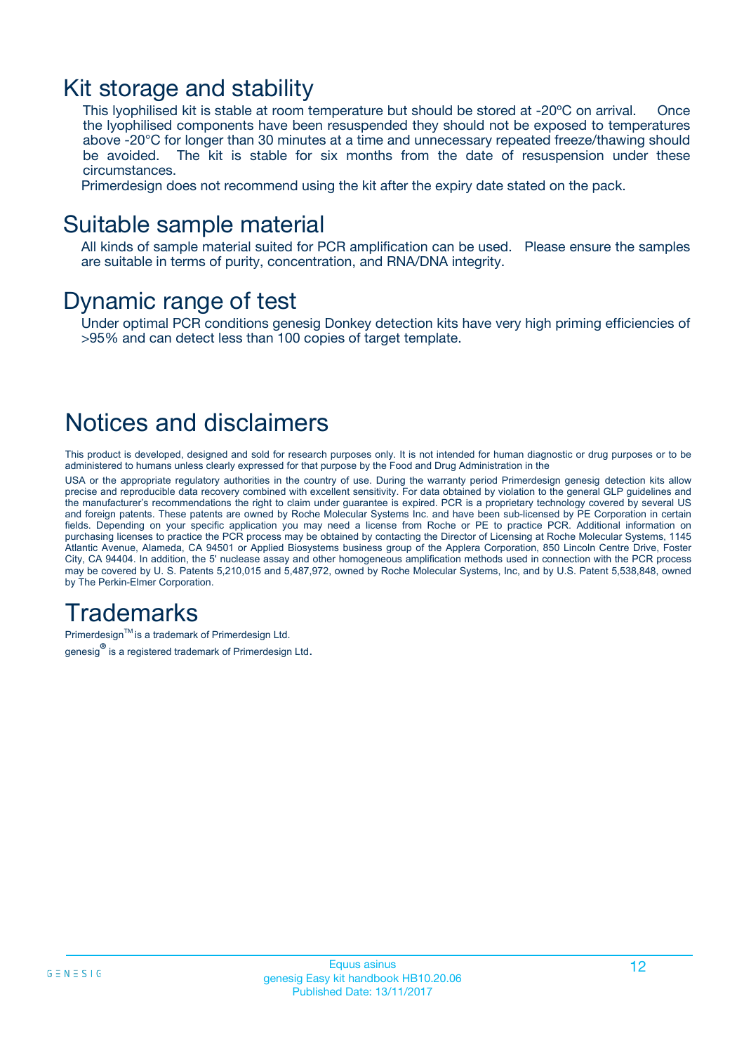## Kit storage and stability

This lyophilised kit is stable at room temperature but should be stored at -20ºC on arrival. Once the lyophilised components have been resuspended they should not be exposed to temperatures above -20°C for longer than 30 minutes at a time and unnecessary repeated freeze/thawing should be avoided. The kit is stable for six months from the date of resuspension under these circumstances.

Primerdesign does not recommend using the kit after the expiry date stated on the pack.

## Suitable sample material

All kinds of sample material suited for PCR amplification can be used. Please ensure the samples are suitable in terms of purity, concentration, and RNA/DNA integrity.

## Dynamic range of test

Under optimal PCR conditions genesig Donkey detection kits have very high priming efficiencies of >95% and can detect less than 100 copies of target template.

# Notices and disclaimers

This product is developed, designed and sold for research purposes only. It is not intended for human diagnostic or drug purposes or to be administered to humans unless clearly expressed for that purpose by the Food and Drug Administration in the

USA or the appropriate regulatory authorities in the country of use. During the warranty period Primerdesign genesig detection kits allow precise and reproducible data recovery combined with excellent sensitivity. For data obtained by violation to the general GLP guidelines and the manufacturer's recommendations the right to claim under guarantee is expired. PCR is a proprietary technology covered by several US and foreign patents. These patents are owned by Roche Molecular Systems Inc. and have been sub-licensed by PE Corporation in certain fields. Depending on your specific application you may need a license from Roche or PE to practice PCR. Additional information on purchasing licenses to practice the PCR process may be obtained by contacting the Director of Licensing at Roche Molecular Systems, 1145 Atlantic Avenue, Alameda, CA 94501 or Applied Biosystems business group of the Applera Corporation, 850 Lincoln Centre Drive, Foster City, CA 94404. In addition, the 5' nuclease assay and other homogeneous amplification methods used in connection with the PCR process may be covered by U. S. Patents 5,210,015 and 5,487,972, owned by Roche Molecular Systems, Inc, and by U.S. Patent 5,538,848, owned by The Perkin-Elmer Corporation.

# Trademarks

Primerdesign™ is a trademark of Primerdesign Ltd.

genesig® is a registered trademark of Primerdesign Ltd.